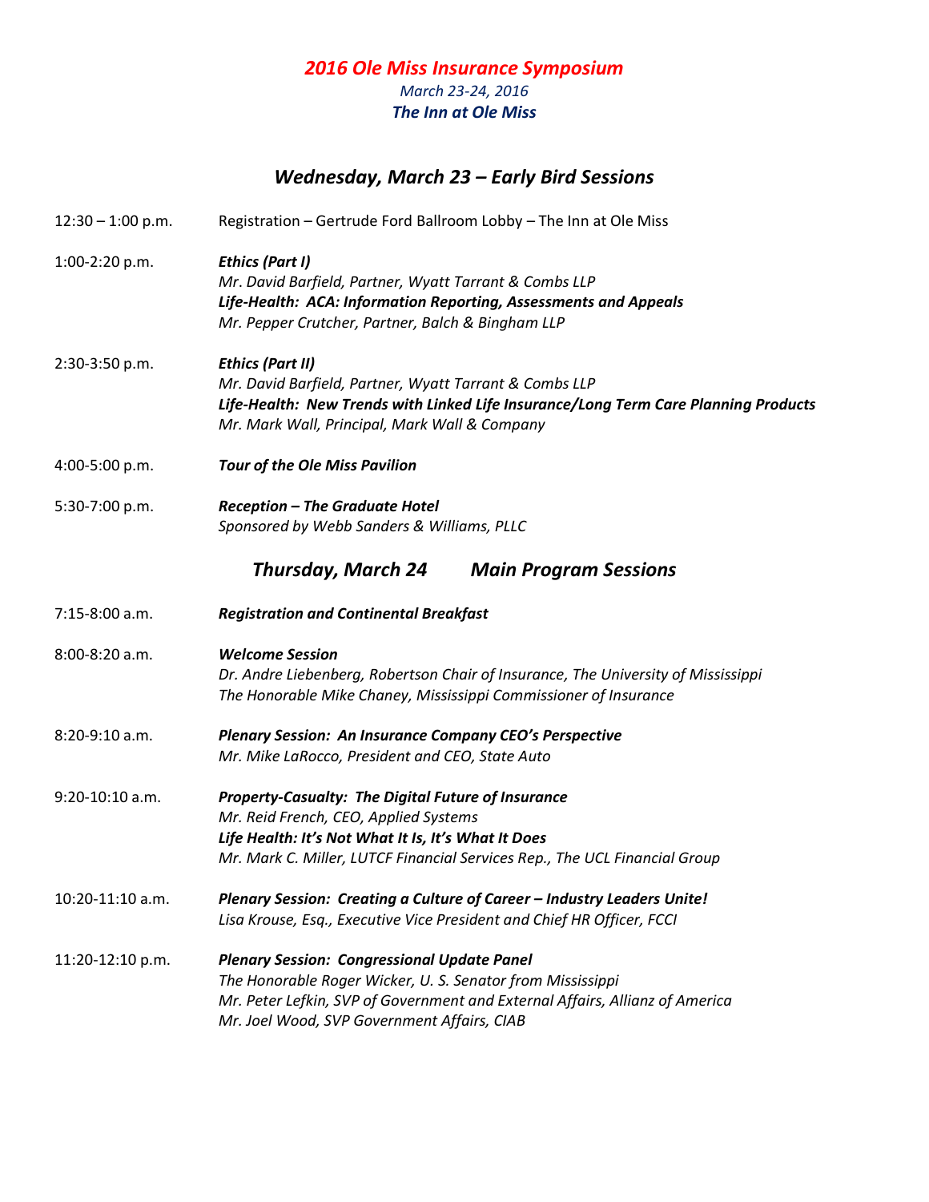# *2016 Ole Miss Insurance Symposium*

*March 23-24, 2016*

***The Inn at Ole Miss***

## *Wednesday, March 23 – Early Bird Sessions*

12:30 – 1:00 p.m. — Registration – Gertrude Ford Ballroom Lobby – The Inn at Ole Miss

1:00-2:20 p.m. — ***Ethics (Part I)***
*Mr. David Barfield, Partner, Wyatt Tarrant & Combs LLP*
***Life-Health: ACA: Information Reporting, Assessments and Appeals***
*Mr. Pepper Crutcher, Partner, Balch & Bingham LLP*

2:30-3:50 p.m. — ***Ethics (Part II)***
*Mr. David Barfield, Partner, Wyatt Tarrant & Combs LLP*
***Life-Health: New Trends with Linked Life Insurance/Long Term Care Planning Products***
*Mr. Mark Wall, Principal, Mark Wall & Company*

4:00-5:00 p.m. — ***Tour of the Ole Miss Pavilion***

5:30-7:00 p.m. — ***Reception – The Graduate Hotel***
*Sponsored by Webb Sanders & Williams, PLLC*

## *Thursday, March 24 Main Program Sessions*

7:15-8:00 a.m. — ***Registration and Continental Breakfast***

8:00-8:20 a.m. — ***Welcome Session***
*Dr. Andre Liebenberg, Robertson Chair of Insurance, The University of Mississippi*
*The Honorable Mike Chaney, Mississippi Commissioner of Insurance*

8:20-9:10 a.m. — ***Plenary Session: An Insurance Company CEO's Perspective***
*Mr. Mike LaRocco, President and CEO, State Auto*

9:20-10:10 a.m. — ***Property-Casualty: The Digital Future of Insurance***
*Mr. Reid French, CEO, Applied Systems*
***Life Health: It's Not What It Is, It's What It Does***
*Mr. Mark C. Miller, LUTCF Financial Services Rep., The UCL Financial Group*

10:20-11:10 a.m. — ***Plenary Session: Creating a Culture of Career – Industry Leaders Unite!***
*Lisa Krouse, Esq., Executive Vice President and Chief HR Officer, FCCI*

11:20-12:10 p.m. — ***Plenary Session: Congressional Update Panel***
*The Honorable Roger Wicker, U. S. Senator from Mississippi*
*Mr. Peter Lefkin, SVP of Government and External Affairs, Allianz of America*
*Mr. Joel Wood, SVP Government Affairs, CIAB*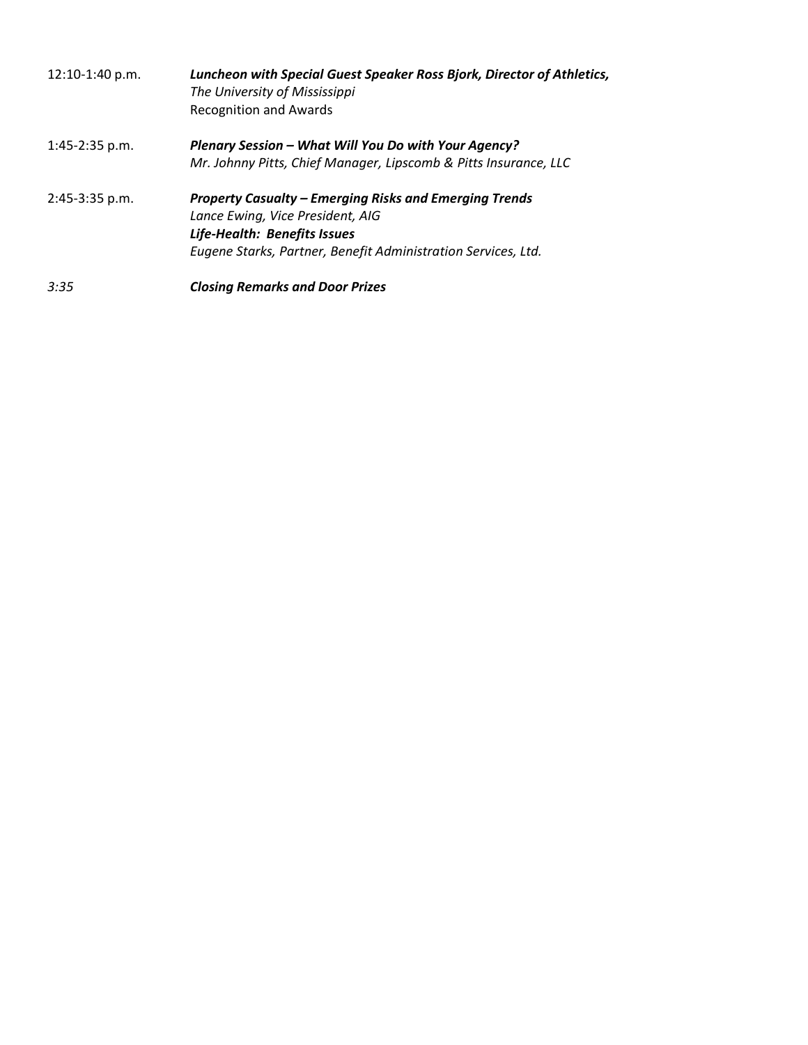12:10-1:40 p.m. ***Luncheon with Special Guest Speaker Ross Bjork, Director of Athletics,***
*The University of Mississippi*
Recognition and Awards

1:45-2:35 p.m. ***Plenary Session – What Will You Do with Your Agency?***
*Mr. Johnny Pitts, Chief Manager, Lipscomb & Pitts Insurance, LLC*

2:45-3:35 p.m. ***Property Casualty – Emerging Risks and Emerging Trends***
*Lance Ewing, Vice President, AIG*
***Life-Health: Benefits Issues***
*Eugene Starks, Partner, Benefit Administration Services, Ltd.*

*3:35* ***Closing Remarks and Door Prizes***